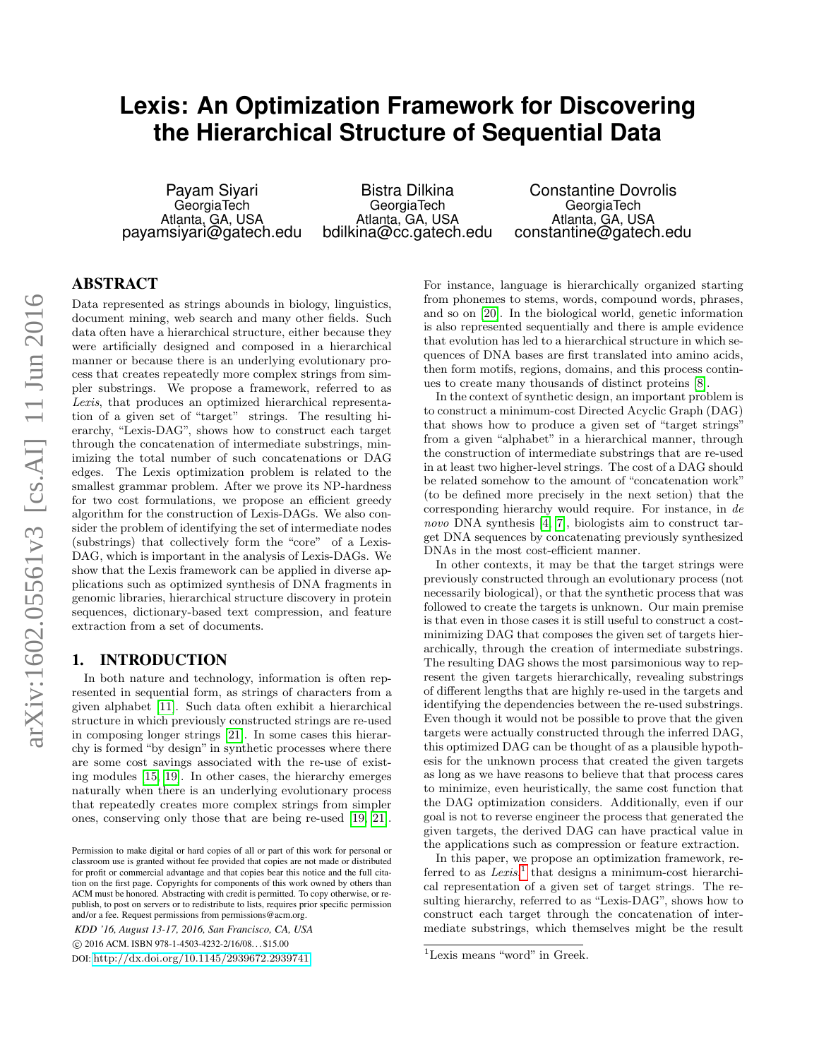# Lexis: An Optimization Framework for Discovering the Hierarchical Structure of Sequential Data

Payam Siyari
GeorgiaTech
Atlanta, GA, USA
payamsiyari@gatech.edu

Bistra Dilkina
GeorgiaTech
Atlanta, GA, USA
bdilkina@cc.gatech.edu

Constantine Dovrolis
GeorgiaTech
Atlanta, GA, USA
constantine@gatech.edu

## ABSTRACT

Data represented as strings abounds in biology, linguistics, document mining, web search and many other fields. Such data often have a hierarchical structure, either because they were artificially designed and composed in a hierarchical manner or because there is an underlying evolutionary process that creates repeatedly more complex strings from simpler substrings. We propose a framework, referred to as *Lexis*, that produces an optimized hierarchical representation of a given set of "target" strings. The resulting hierarchy, "Lexis-DAG", shows how to construct each target through the concatenation of intermediate substrings, minimizing the total number of such concatenations or DAG edges. The Lexis optimization problem is related to the smallest grammar problem. After we prove its NP-hardness for two cost formulations, we propose an efficient greedy algorithm for the construction of Lexis-DAGs. We also consider the problem of identifying the set of intermediate nodes (substrings) that collectively form the "core" of a Lexis-DAG, which is important in the analysis of Lexis-DAGs. We show that the Lexis framework can be applied in diverse applications such as optimized synthesis of DNA fragments in genomic libraries, hierarchical structure discovery in protein sequences, dictionary-based text compression, and feature extraction from a set of documents.

## 1. INTRODUCTION

In both nature and technology, information is often represented in sequential form, as strings of characters from a given alphabet [11]. Such data often exhibit a hierarchical structure in which previously constructed strings are re-used in composing longer strings [21]. In some cases this hierarchy is formed "by design" in synthetic processes where there are some cost savings associated with the re-use of existing modules [15, 19]. In other cases, the hierarchy emerges naturally when there is an underlying evolutionary process that repeatedly creates more complex strings from simpler ones, conserving only those that are being re-used [19, 21].

Permission to make digital or hard copies of all or part of this work for personal or classroom use is granted without fee provided that copies are not made or distributed for profit or commercial advantage and that copies bear this notice and the full citation on the first page. Copyrights for components of this work owned by others than ACM must be honored. Abstracting with credit is permitted. To copy otherwise, or republish, to post on servers or to redistribute to lists, requires prior specific permission and/or a fee. Request permissions from permissions@acm.org.

*KDD '16, August 13-17, 2016, San Francisco, CA, USA*
© 2016 ACM. ISBN 978-1-4503-4232-2/16/08...$15.00
DOI: http://dx.doi.org/10.1145/2939672.2939741

For instance, language is hierarchically organized starting from phonemes to stems, words, compound words, phrases, and so on [20]. In the biological world, genetic information is also represented sequentially and there is ample evidence that evolution has led to a hierarchical structure in which sequences of DNA bases are first translated into amino acids, then form motifs, regions, domains, and this process continues to create many thousands of distinct proteins [8].

In the context of synthetic design, an important problem is to construct a minimum-cost Directed Acyclic Graph (DAG) that shows how to produce a given set of "target strings" from a given "alphabet" in a hierarchical manner, through the construction of intermediate substrings that are re-used in at least two higher-level strings. The cost of a DAG should be related somehow to the amount of "concatenation work" (to be defined more precisely in the next setion) that the corresponding hierarchy would require. For instance, in *de novo* DNA synthesis [4, 7], biologists aim to construct target DNA sequences by concatenating previously synthesized DNAs in the most cost-efficient manner.

In other contexts, it may be that the target strings were previously constructed through an evolutionary process (not necessarily biological), or that the synthetic process that was followed to create the targets is unknown. Our main premise is that even in those cases it is still useful to construct a cost-minimizing DAG that composes the given set of targets hierarchically, through the creation of intermediate substrings. The resulting DAG shows the most parsimonious way to represent the given targets hierarchically, revealing substrings of different lengths that are highly re-used in the targets and identifying the dependencies between the re-used substrings. Even though it would not be possible to prove that the given targets were actually constructed through the inferred DAG, this optimized DAG can be thought of as a plausible hypothesis for the unknown process that created the given targets as long as we have reasons to believe that that process cares to minimize, even heuristically, the same cost function that the DAG optimization considers. Additionally, even if our goal is not to reverse engineer the process that generated the given targets, the derived DAG can have practical value in the applications such as compression or feature extraction.

In this paper, we propose an optimization framework, referred to as *Lexis*,[1] that designs a minimum-cost hierarchical representation of a given set of target strings. The resulting hierarchy, referred to as "Lexis-DAG", shows how to construct each target through the concatenation of intermediate substrings, which themselves might be the result

[1] Lexis means "word" in Greek.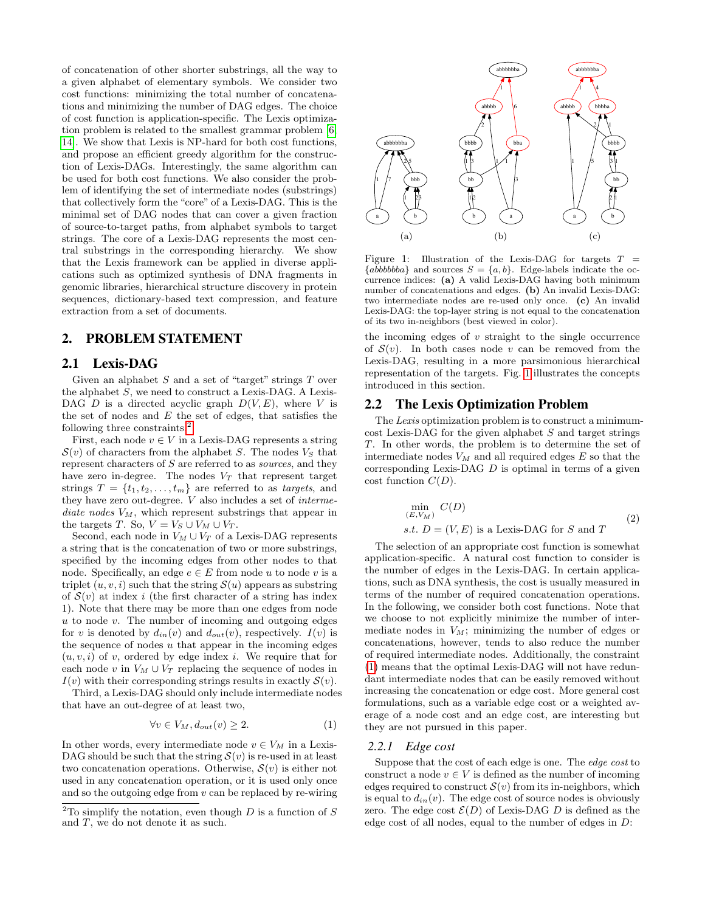of concatenation of other shorter substrings, all the way to a given alphabet of elementary symbols. We consider two cost functions: minimizing the total number of concatenations and minimizing the number of DAG edges. The choice of cost function is application-specific. The Lexis optimization problem is related to the smallest grammar problem [6, 14]. We show that Lexis is NP-hard for both cost functions, and propose an efficient greedy algorithm for the construction of Lexis-DAGs. Interestingly, the same algorithm can be used for both cost functions. We also consider the problem of identifying the set of intermediate nodes (substrings) that collectively form the "core" of a Lexis-DAG. This is the minimal set of DAG nodes that can cover a given fraction of source-to-target paths, from alphabet symbols to target strings. The core of a Lexis-DAG represents the most central substrings in the corresponding hierarchy. We show that the Lexis framework can be applied in diverse applications such as optimized synthesis of DNA fragments in genomic libraries, hierarchical structure discovery in protein sequences, dictionary-based text compression, and feature extraction from a set of documents.

## 2. PROBLEM STATEMENT

### 2.1 Lexis-DAG

Given an alphabet $S$ and a set of "target" strings $T$ over the alphabet $S$, we need to construct a Lexis-DAG. A Lexis-DAG $D$ is a directed acyclic graph $D(V, E)$, where $V$ is the set of nodes and $E$ the set of edges, that satisfies the following three constraints.[2]

First, each node $v \in V$ in a Lexis-DAG represents a string $\mathcal{S}(v)$ of characters from the alphabet $S$. The nodes $V_S$ that represent characters of $S$ are referred to as *sources*, and they have zero in-degree. The nodes $V_T$ that represent target strings $T = \{t_1, t_2, \ldots, t_m\}$ are referred to as *targets*, and they have zero out-degree. $V$ also includes a set of *intermediate nodes* $V_M$, which represent substrings that appear in the targets $T$. So, $V = V_S \cup V_M \cup V_T$.

Second, each node in $V_M \cup V_T$ of a Lexis-DAG represents a string that is the concatenation of two or more substrings, specified by the incoming edges from other nodes to that node. Specifically, an edge $e \in E$ from node $u$ to node $v$ is a triplet $(u, v, i)$ such that the string $\mathcal{S}(u)$ appears as substring of $\mathcal{S}(v)$ at index $i$ (the first character of a string has index 1). Note that there may be more than one edges from node $u$ to node $v$. The number of incoming and outgoing edges for $v$ is denoted by $d_{in}(v)$ and $d_{out}(v)$, respectively. $I(v)$ is the sequence of nodes $u$ that appear in the incoming edges $(u, v, i)$ of $v$, ordered by edge index $i$. We require that for each node $v$ in $V_M \cup V_T$ replacing the sequence of nodes in $I(v)$ with their corresponding strings results in exactly $\mathcal{S}(v)$.

Third, a Lexis-DAG should only include intermediate nodes that have an out-degree of at least two,

$$\forall v \in V_M, d_{out}(v) \geq 2. \tag{1}$$

In other words, every intermediate node $v \in V_M$ in a Lexis-DAG should be such that the string $\mathcal{S}(v)$ is re-used in at least two concatenation operations. Otherwise, $\mathcal{S}(v)$ is either not used in any concatenation operation, or it is used only once and so the outgoing edge from $v$ can be replaced by re-wiring the incoming edges of $v$ straight to the single occurrence of $\mathcal{S}(v)$. In both cases node $v$ can be removed from the Lexis-DAG, resulting in a more parsimonious hierarchical representation of the targets. Fig. 1 illustrates the concepts introduced in this section.

[2] To simplify the notation, even though $D$ is a function of $S$ and $T$, we do not denote it as such.

Figure 1: Illustration of the Lexis-DAG for targets $T = \{abbbbbba\}$ and sources $S = \{a, b\}$. Edge-labels indicate the occurrence indices: **(a)** A valid Lexis-DAG having both minimum number of concatenations and edges. **(b)** An invalid Lexis-DAG: two intermediate nodes are re-used only once. **(c)** An invalid Lexis-DAG: the top-layer string is not equal to the concatenation of its two in-neighbors (best viewed in color).

### 2.2 The Lexis Optimization Problem

The *Lexis* optimization problem is to construct a minimum-cost Lexis-DAG for the given alphabet $S$ and target strings $T$. In other words, the problem is to determine the set of intermediate nodes $V_M$ and all required edges $E$ so that the corresponding Lexis-DAG $D$ is optimal in terms of a given cost function $C(D)$.

$$\begin{aligned} &\min_{(E,V_M)} \; C(D) \\ &s.t. \; D = (V, E) \text{ is a Lexis-DAG for } S \text{ and } T \end{aligned} \tag{2}$$

The selection of an appropriate cost function is somewhat application-specific. A natural cost function to consider is the number of edges in the Lexis-DAG. In certain applications, such as DNA synthesis, the cost is usually measured in terms of the number of required concatenation operations. In the following, we consider both cost functions. Note that we choose to not explicitly minimize the number of intermediate nodes in $V_M$; minimizing the number of edges or concatenations, however, tends to also reduce the number of required intermediate nodes. Additionally, the constraint (1) means that the optimal Lexis-DAG will not have redundant intermediate nodes that can be easily removed without increasing the concatenation or edge cost. More general cost formulations, such as a variable edge cost or a weighted average of a node cost and an edge cost, are interesting but they are not pursued in this paper.

#### 2.2.1 Edge cost

Suppose that the cost of each edge is one. The *edge cost* to construct a node $v \in V$ is defined as the number of incoming edges required to construct $\mathcal{S}(v)$ from its in-neighbors, which is equal to $d_{in}(v)$. The edge cost of source nodes is obviously zero. The edge cost $\mathcal{E}(D)$ of Lexis-DAG $D$ is defined as the edge cost of all nodes, equal to the number of edges in $D$: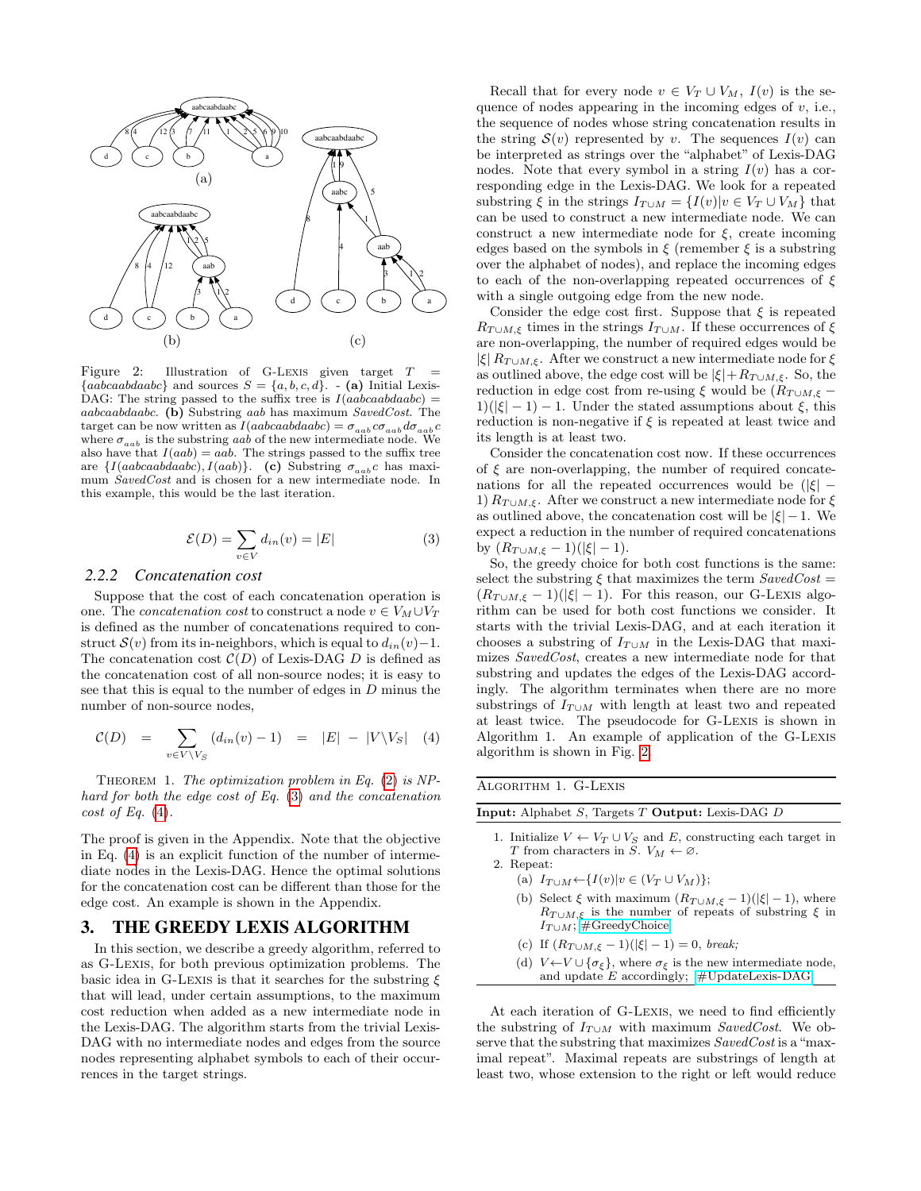Figure 2: Illustration of G-Lexis given target $T = \{aabcaabdaabc\}$ and sources $S = \{a, b, c, d\}$. - **(a)** Initial Lexis-DAG: The string passed to the suffix tree is $I(aabcaabdaabc) = aabcaabdaabc$. **(b)** Substring $aab$ has maximum *SavedCost*. The target can be now written as $I(aabcaabdaabc) = \sigma_{aab}c\sigma_{aab}d\sigma_{aab}c$ where $\sigma_{aab}$ is the substring $aab$ of the new intermediate node. We also have that $I(aab) = aab$. The strings passed to the suffix tree are $\{I(aabcaabdaabc), I(aab)\}$. **(c)** Substring $\sigma_{aab}c$ has maximum *SavedCost* and is chosen for a new intermediate node. In this example, this would be the last iteration.

$$\mathcal{E}(D) = \sum_{v \in V} d_{in}(v) = |E| \quad (3)$$

### 2.2.2 Concatenation cost

Suppose that the cost of each concatenation operation is one. The *concatenation cost* to construct a node $v \in V_M \cup V_T$ is defined as the number of concatenations required to construct $\mathcal{S}(v)$ from its in-neighbors, which is equal to $d_{in}(v) - 1$. The concatenation cost $\mathcal{C}(D)$ of Lexis-DAG $D$ is defined as the concatenation cost of all non-source nodes; it is easy to see that this is equal to the number of edges in $D$ minus the number of non-source nodes,

$$\mathcal{C}(D) = \sum_{v \in V \setminus V_S} (d_{in}(v) - 1) = |E| - |V \setminus V_S| \quad (4)$$

Theorem 1. *The optimization problem in Eq. (2) is NP-hard for both the edge cost of Eq. (3) and the concatenation cost of Eq. (4).*

The proof is given in the Appendix. Note that the objective in Eq. (4) is an explicit function of the number of intermediate nodes in the Lexis-DAG. Hence the optimal solutions for the concatenation cost can be different than those for the edge cost. An example is shown in the Appendix.

## 3. THE GREEDY LEXIS ALGORITHM

In this section, we describe a greedy algorithm, referred to as G-Lexis, for both previous optimization problems. The basic idea in G-Lexis is that it searches for the substring $\xi$ that will lead, under certain assumptions, to the maximum cost reduction when added as a new intermediate node in the Lexis-DAG. The algorithm starts from the trivial Lexis-DAG with no intermediate nodes and edges from the source nodes representing alphabet symbols to each of their occurrences in the target strings.

Recall that for every node $v \in V_T \cup V_M$, $I(v)$ is the sequence of nodes appearing in the incoming edges of $v$, i.e., the sequence of nodes whose string concatenation results in the string $\mathcal{S}(v)$ represented by $v$. The sequences $I(v)$ can be interpreted as strings over the "alphabet" of Lexis-DAG nodes. Note that every symbol in a string $I(v)$ has a corresponding edge in the Lexis-DAG. We look for a repeated substring $\xi$ in the strings $I_{T\cup M} = \{I(v) | v \in V_T \cup V_M\}$ that can be used to construct a new intermediate node. We can construct a new intermediate node for $\xi$, create incoming edges based on the symbols in $\xi$ (remember $\xi$ is a substring over the alphabet of nodes), and replace the incoming edges to each of the non-overlapping repeated occurrences of $\xi$ with a single outgoing edge from the new node.

Consider the edge cost first. Suppose that $\xi$ is repeated $R_{T\cup M,\xi}$ times in the strings $I_{T\cup M}$. If these occurrences of $\xi$ are non-overlapping, the number of required edges would be $|\xi|\,R_{T\cup M,\xi}$. After we construct a new intermediate node for $\xi$ as outlined above, the edge cost will be $|\xi|+R_{T\cup M,\xi}$. So, the reduction in edge cost from re-using $\xi$ would be $(R_{T\cup M,\xi} - 1)(|\xi| - 1) - 1$. Under the stated assumptions about $\xi$, this reduction is non-negative if $\xi$ is repeated at least twice and its length is at least two.

Consider the concatenation cost now. If these occurrences of $\xi$ are non-overlapping, the number of required concatenations for all the repeated occurrences would be $(|\xi| - 1)\,R_{T\cup M,\xi}$. After we construct a new intermediate node for $\xi$ as outlined above, the concatenation cost will be $|\xi|-1$. We expect a reduction in the number of required concatenations by $(R_{T\cup M,\xi} - 1)(|\xi| - 1)$.

So, the greedy choice for both cost functions is the same: select the substring $\xi$ that maximizes the term *SavedCost* $= (R_{T\cup M,\xi} - 1)(|\xi| - 1)$. For this reason, our G-Lexis algorithm can be used for both cost functions we consider. It starts with the trivial Lexis-DAG, and at each iteration it chooses a substring of $I_{T\cup M}$ in the Lexis-DAG that maximizes *SavedCost*, creates a new intermediate node for that substring and updates the edges of the Lexis-DAG accordingly. The algorithm terminates when there are no more substrings of $I_{T\cup M}$ with length at least two and repeated at least twice. The pseudocode for G-Lexis is shown in Algorithm 1. An example of application of the G-Lexis algorithm is shown in Fig. 2.

Algorithm 1. G-Lexis

**Input:** Alphabet $S$, Targets $T$ **Output:** Lexis-DAG $D$

1. Initialize $V \leftarrow V_T \cup V_S$ and $E$, constructing each target in $T$ from characters in $S$. $V_M \leftarrow \varnothing$.
2. Repeat:
   (a) $I_{T\cup M} \leftarrow \{I(v) | v \in (V_T \cup V_M)\}$;
   (b) Select $\xi$ with maximum $(R_{T\cup M,\xi} - 1)(|\xi| - 1)$, where $R_{T\cup M,\xi}$ is the number of repeats of substring $\xi$ in $I_{T\cup M}$; #GreedyChoice
   (c) If $(R_{T\cup M,\xi} - 1)(|\xi| - 1) = 0$, *break;*
   (d) $V \leftarrow V \cup \{\sigma_\xi\}$, where $\sigma_\xi$ is the new intermediate node, and update $E$ accordingly; #UpdateLexis-DAG

At each iteration of G-Lexis, we need to find efficiently the substring of $I_{T\cup M}$ with maximum *SavedCost*. We observe that the substring that maximizes *SavedCost* is a "maximal repeat". Maximal repeats are substrings of length at least two, whose extension to the right or left would reduce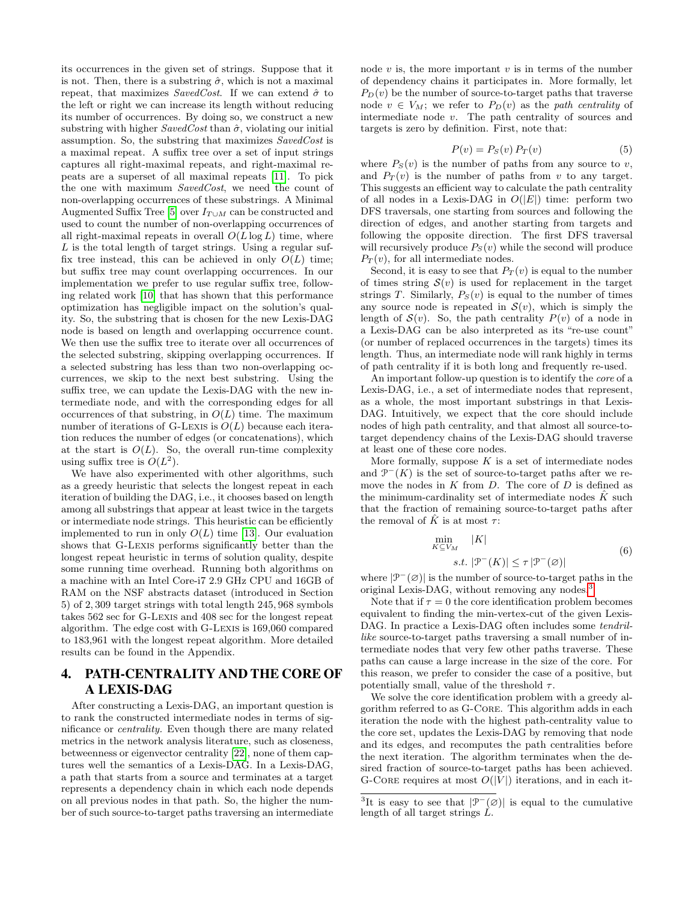its occurrences in the given set of strings. Suppose that it is not. Then, there is a substring $\hat{\sigma}$, which is not a maximal repeat, that maximizes *SavedCost*. If we can extend $\hat{\sigma}$ to the left or right we can increase its length without reducing its number of occurrences. By doing so, we construct a new substring with higher *SavedCost* than $\hat{\sigma}$, violating our initial assumption. So, the substring that maximizes *SavedCost* is a maximal repeat. A suffix tree over a set of input strings captures all right-maximal repeats, and right-maximal repeats are a superset of all maximal repeats [11]. To pick the one with maximum *SavedCost*, we need the count of non-overlapping occurrences of these substrings. A Minimal Augmented Suffix Tree [5] over $I_{T \cup M}$ can be constructed and used to count the number of non-overlapping occurrences of all right-maximal repeats in overall $O(L \log L)$ time, where $L$ is the total length of target strings. Using a regular suffix tree instead, this can be achieved in only $O(L)$ time; but suffix tree may count overlapping occurrences. In our implementation we prefer to use regular suffix tree, following related work [10] that has shown that this performance optimization has negligible impact on the solution's quality. So, the substring that is chosen for the new Lexis-DAG node is based on length and overlapping occurrence count. We then use the suffix tree to iterate over all occurrences of the selected substring, skipping overlapping occurrences. If a selected substring has less than two non-overlapping occurrences, we skip to the next best substring. Using the suffix tree, we can update the Lexis-DAG with the new intermediate node, and with the corresponding edges for all occurrences of that substring, in $O(L)$ time. The maximum number of iterations of G-Lexis is $O(L)$ because each iteration reduces the number of edges (or concatenations), which at the start is $O(L)$. So, the overall run-time complexity using suffix tree is $O(L^2)$.

We have also experimented with other algorithms, such as a greedy heuristic that selects the longest repeat in each iteration of building the DAG, i.e., it chooses based on length among all substrings that appear at least twice in the targets or intermediate node strings. This heuristic can be efficiently implemented to run in only $O(L)$ time [13]. Our evaluation shows that G-Lexis performs significantly better than the longest repeat heuristic in terms of solution quality, despite some running time overhead. Running both algorithms on a machine with an Intel Core-i7 2.9 GHz CPU and 16GB of RAM on the NSF abstracts dataset (introduced in Section 5) of 2,309 target strings with total length 245,968 symbols takes 562 sec for G-Lexis and 408 sec for the longest repeat algorithm. The edge cost with G-Lexis is 169,060 compared to 183,961 with the longest repeat algorithm. More detailed results can be found in the Appendix.

# 4. PATH-CENTRALITY AND THE CORE OF A LEXIS-DAG

After constructing a Lexis-DAG, an important question is to rank the constructed intermediate nodes in terms of significance or *centrality*. Even though there are many related metrics in the network analysis literature, such as closeness, betweenness or eigenvector centrality [22], none of them captures well the semantics of a Lexis-DAG. In a Lexis-DAG, a path that starts from a source and terminates at a target represents a dependency chain in which each node depends on all previous nodes in that path. So, the higher the number of such source-to-target paths traversing an intermediate node $v$ is, the more important $v$ is in terms of the number of dependency chains it participates in. More formally, let $P_D(v)$ be the number of source-to-target paths that traverse node $v \in V_M$; we refer to $P_D(v)$ as the *path centrality* of intermediate node $v$. The path centrality of sources and targets is zero by definition. First, note that:

$$P(v) = P_S(v)\, P_T(v) \tag{5}$$

where $P_S(v)$ is the number of paths from any source to $v$, and $P_T(v)$ is the number of paths from $v$ to any target. This suggests an efficient way to calculate the path centrality of all nodes in a Lexis-DAG in $O(|E|)$ time: perform two DFS traversals, one starting from sources and following the direction of edges, and another starting from targets and following the opposite direction. The first DFS traversal will recursively produce $P_S(v)$ while the second will produce $P_T(v)$, for all intermediate nodes.

Second, it is easy to see that $P_T(v)$ is equal to the number of times string $\mathcal{S}(v)$ is used for replacement in the target strings $T$. Similarly, $P_S(v)$ is equal to the number of times any source node is repeated in $\mathcal{S}(v)$, which is simply the length of $\mathcal{S}(v)$. So, the path centrality $P(v)$ of a node in a Lexis-DAG can be also interpreted as its "re-use count" (or number of replaced occurrences in the targets) times its length. Thus, an intermediate node will rank highly in terms of path centrality if it is both long and frequently re-used.

An important follow-up question is to identify the *core* of a Lexis-DAG, i.e., a set of intermediate nodes that represent, as a whole, the most important substrings in that Lexis-DAG. Intuitively, we expect that the core should include nodes of high path centrality, and that almost all source-to-target dependency chains of the Lexis-DAG should traverse at least one of these core nodes.

More formally, suppose $K$ is a set of intermediate nodes and $\mathcal{P}^-(K)$ is the set of source-to-target paths after we remove the nodes in $K$ from $D$. The core of $D$ is defined as the minimum-cardinality set of intermediate nodes $\hat{K}$ such that the fraction of remaining source-to-target paths after the removal of $\hat{K}$ is at most $\tau$:

$$\begin{aligned} \min_{K \subseteq V_M} \quad & |K| \\ s.t. \quad & |\mathcal{P}^-(K)| \leq \tau\, |\mathcal{P}^-(\varnothing)| \end{aligned} \tag{6}$$

where $|\mathcal{P}^-(\varnothing)|$ is the number of source-to-target paths in the original Lexis-DAG, without removing any nodes.[3]

Note that if $\tau = 0$ the core identification problem becomes equivalent to finding the min-vertex-cut of the given Lexis-DAG. In practice a Lexis-DAG often includes some *tendril-like* source-to-target paths traversing a small number of intermediate nodes that very few other paths traverse. These paths can cause a large increase in the size of the core. For this reason, we prefer to consider the case of a positive, but potentially small, value of the threshold $\tau$.

We solve the core identification problem with a greedy algorithm referred to as G-Core. This algorithm adds in each iteration the node with the highest path-centrality value to the core set, updates the Lexis-DAG by removing that node and its edges, and recomputes the path centralities before the next iteration. The algorithm terminates when the desired fraction of source-to-target paths has been achieved. G-Core requires at most $O(|V|)$ iterations, and in each it-

[3] It is easy to see that $|\mathcal{P}^-(\varnothing)|$ is equal to the cumulative length of all target strings $L$.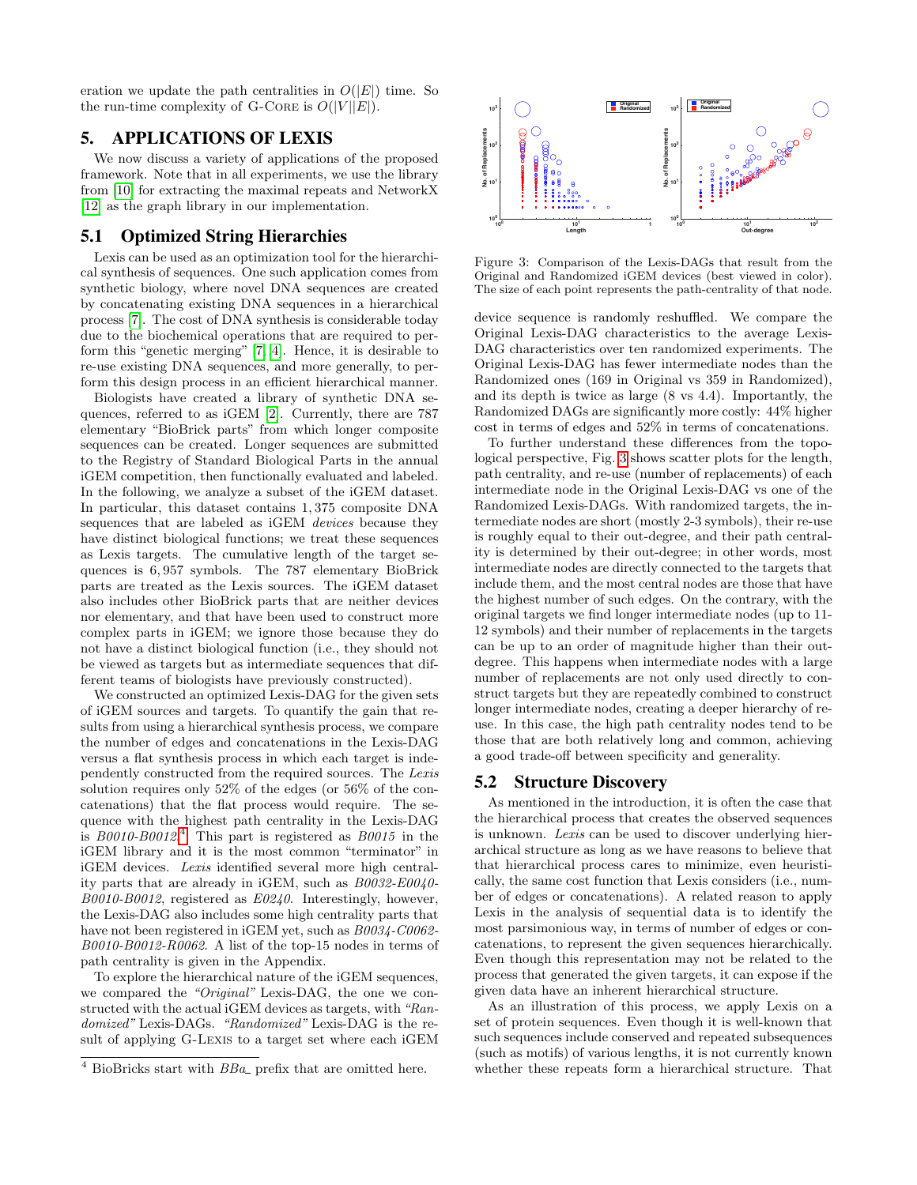eration we update the path centralities in $O(|E|)$ time. So the run-time complexity of G-Core is $O(|V||E|)$.

## 5. APPLICATIONS OF LEXIS

We now discuss a variety of applications of the proposed framework. Note that in all experiments, we use the library from [10] for extracting the maximal repeats and NetworkX [12] as the graph library in our implementation.

### 5.1 Optimized String Hierarchies

Lexis can be used as an optimization tool for the hierarchical synthesis of sequences. One such application comes from synthetic biology, where novel DNA sequences are created by concatenating existing DNA sequences in a hierarchical process [7]. The cost of DNA synthesis is considerable today due to the biochemical operations that are required to perform this "genetic merging" [7, 4]. Hence, it is desirable to re-use existing DNA sequences, and more generally, to perform this design process in an efficient hierarchical manner.

Biologists have created a library of synthetic DNA sequences, referred to as iGEM [2]. Currently, there are 787 elementary "BioBrick parts" from which longer composite sequences can be created. Longer sequences are submitted to the Registry of Standard Biological Parts in the annual iGEM competition, then functionally evaluated and labeled. In the following, we analyze a subset of the iGEM dataset. In particular, this dataset contains 1,375 composite DNA sequences that are labeled as iGEM *devices* because they have distinct biological functions; we treat these sequences as Lexis targets. The cumulative length of the target sequences is 6,957 symbols. The 787 elementary BioBrick parts are treated as the Lexis sources. The iGEM dataset also includes other BioBrick parts that are neither devices nor elementary, and that have been used to construct more complex parts in iGEM; we ignore those because they do not have a distinct biological function (i.e., they should not be viewed as targets but as intermediate sequences that different teams of biologists have previously constructed).

We constructed an optimized Lexis-DAG for the given sets of iGEM sources and targets. To quantify the gain that results from using a hierarchical synthesis process, we compare the number of edges and concatenations in the Lexis-DAG versus a flat synthesis process in which each target is independently constructed from the required sources. The *Lexis* solution requires only 52% of the edges (or 56% of the concatenations) that the flat process would require. The sequence with the highest path centrality in the Lexis-DAG is *B0010-B0012*.[4] This part is registered as *B0015* in the iGEM library and it is the most common "terminator" in iGEM devices. *Lexis* identified several more high centrality parts that are already in iGEM, such as *B0032-E0040-B0010-B0012*, registered as *E0240*. Interestingly, however, the Lexis-DAG also includes some high centrality parts that have not been registered in iGEM yet, such as *B0034-C0062-B0010-B0012-R0062*. A list of the top-15 nodes in terms of path centrality is given in the Appendix.

To explore the hierarchical nature of the iGEM sequences, we compared the *"Original"* Lexis-DAG, the one we constructed with the actual iGEM devices as targets, with *"Randomized"* Lexis-DAGs. *"Randomized"* Lexis-DAG is the result of applying G-Lexis to a target set where each iGEM device sequence is randomly reshuffled. We compare the Original Lexis-DAG characteristics to the average Lexis-DAG characteristics over ten randomized experiments. The Original Lexis-DAG has fewer intermediate nodes than the Randomized ones (169 in Original vs 359 in Randomized), and its depth is twice as large (8 vs 4.4). Importantly, the Randomized DAGs are significantly more costly: 44% higher cost in terms of edges and 52% in terms of concatenations.

Figure 3: Comparison of the Lexis-DAGs that result from the Original and Randomized iGEM devices (best viewed in color). The size of each point represents the path-centrality of that node.

To further understand these differences from the topological perspective, Fig. 3 shows scatter plots for the length, path centrality, and re-use (number of replacements) of each intermediate node in the Original Lexis-DAG vs one of the Randomized Lexis-DAGs. With randomized targets, the intermediate nodes are short (mostly 2-3 symbols), their re-use is roughly equal to their out-degree, and their path centrality is determined by their out-degree; in other words, most intermediate nodes are directly connected to the targets that include them, and the most central nodes are those that have the highest number of such edges. On the contrary, with the original targets we find longer intermediate nodes (up to 11-12 symbols) and their number of replacements in the targets can be up to an order of magnitude higher than their out-degree. This happens when intermediate nodes with a large number of replacements are not only used directly to construct targets but they are repeatedly combined to construct longer intermediate nodes, creating a deeper hierarchy of re-use. In this case, the high path centrality nodes tend to be those that are both relatively long and common, achieving a good trade-off between specificity and generality.

### 5.2 Structure Discovery

As mentioned in the introduction, it is often the case that the hierarchical process that creates the observed sequences is unknown. *Lexis* can be used to discover underlying hierarchical structure as long as we have reasons to believe that that hierarchical process cares to minimize, even heuristically, the same cost function that Lexis considers (i.e., number of edges or concatenations). A related reason to apply Lexis in the analysis of sequential data is to identify the most parsimonious way, in terms of number of edges or concatenations, to represent the given sequences hierarchically. Even though this representation may not be related to the process that generated the given targets, it can expose if the given data have an inherent hierarchical structure.

As an illustration of this process, we apply Lexis on a set of protein sequences. Even though it is well-known that such sequences include conserved and repeated subsequences (such as motifs) of various lengths, it is not currently known whether these repeats form a hierarchical structure. That

[4] BioBricks start with *BBa_* prefix that are omitted here.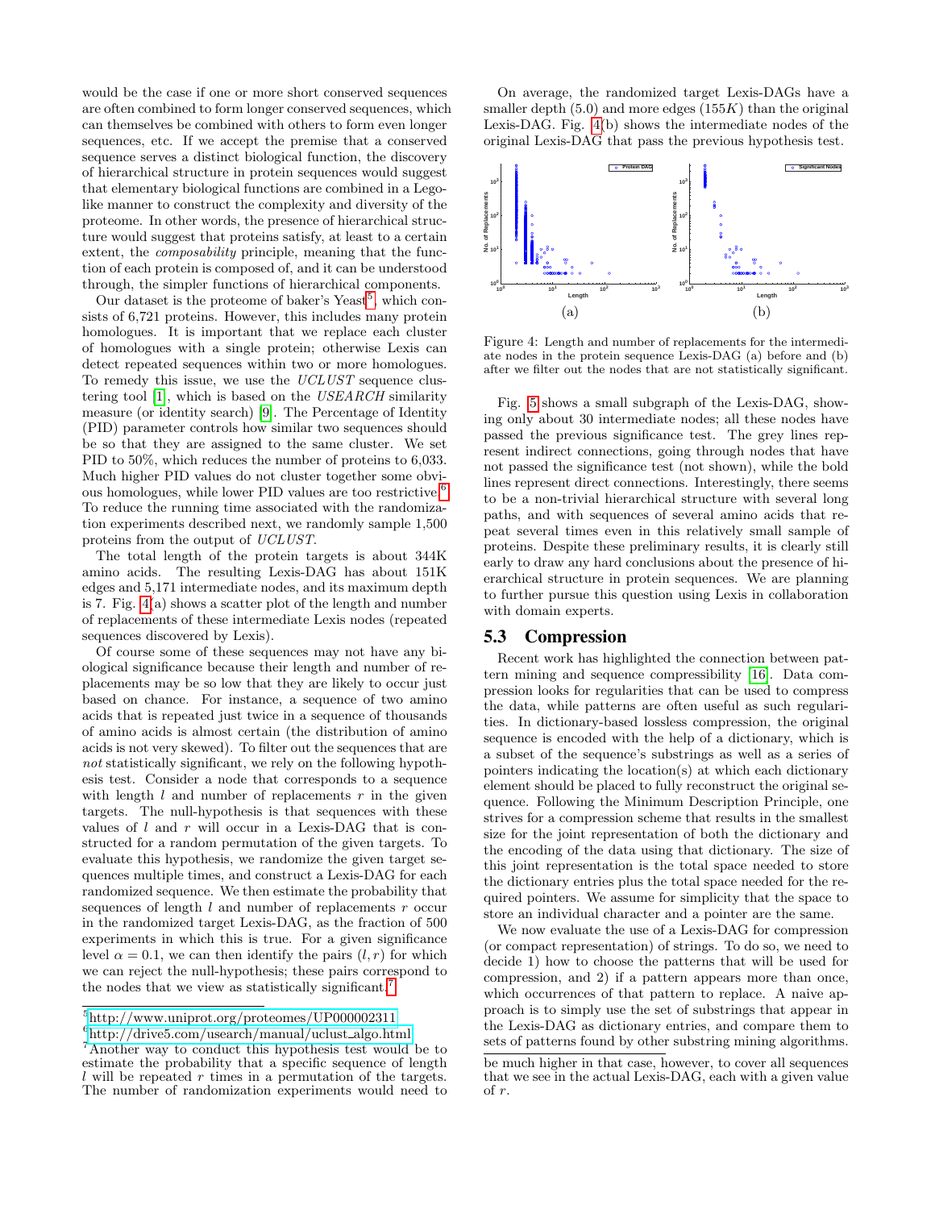would be the case if one or more short conserved sequences are often combined to form longer conserved sequences, which can themselves be combined with others to form even longer sequences, etc. If we accept the premise that a conserved sequence serves a distinct biological function, the discovery of hierarchical structure in protein sequences would suggest that elementary biological functions are combined in a Lego-like manner to construct the complexity and diversity of the proteome. In other words, the presence of hierarchical structure would suggest that proteins satisfy, at least to a certain extent, the *composability* principle, meaning that the function of each protein is composed of, and it can be understood through, the simpler functions of hierarchical components.

Our dataset is the proteome of baker's Yeast[5], which consists of 6,721 proteins. However, this includes many protein homologues. It is important that we replace each cluster of homologues with a single protein; otherwise Lexis can detect repeated sequences within two or more homologues. To remedy this issue, we use the *UCLUST* sequence clustering tool [1], which is based on the *USEARCH* similarity measure (or identity search) [9]. The Percentage of Identity (PID) parameter controls how similar two sequences should be so that they are assigned to the same cluster. We set PID to 50%, which reduces the number of proteins to 6,033. Much higher PID values do not cluster together some obvious homologues, while lower PID values are too restrictive.[6] To reduce the running time associated with the randomization experiments described next, we randomly sample 1,500 proteins from the output of *UCLUST*.

The total length of the protein targets is about 344K amino acids. The resulting Lexis-DAG has about 151K edges and 5,171 intermediate nodes, and its maximum depth is 7. Fig. 4(a) shows a scatter plot of the length and number of replacements of these intermediate Lexis nodes (repeated sequences discovered by Lexis).

Of course some of these sequences may not have any biological significance because their length and number of replacements may be so low that they are likely to occur just based on chance. For instance, a sequence of two amino acids that is repeated just twice in a sequence of thousands of amino acids is almost certain (the distribution of amino acids is not very skewed). To filter out the sequences that are *not* statistically significant, we rely on the following hypothesis test. Consider a node that corresponds to a sequence with length $l$ and number of replacements $r$ in the given targets. The null-hypothesis is that sequences with these values of $l$ and $r$ will occur in a Lexis-DAG that is constructed for a random permutation of the given targets. To evaluate this hypothesis, we randomize the given target sequences multiple times, and construct a Lexis-DAG for each randomized sequence. We then estimate the probability that sequences of length $l$ and number of replacements $r$ occur in the randomized target Lexis-DAG, as the fraction of 500 experiments in which this is true. For a given significance level $\alpha = 0.1$, we can then identify the pairs $(l, r)$ for which we can reject the null-hypothesis; these pairs correspond to the nodes that we view as statistically significant.[7]

On average, the randomized target Lexis-DAGs have a smaller depth (5.0) and more edges ($155K$) than the original Lexis-DAG. Fig. 4(b) shows the intermediate nodes of the original Lexis-DAG that pass the previous hypothesis test.

Protein DAG
No. of Replacements
Length
(a)

Significant Nodes
No. of Replacements
Length
(b)

Figure 4: Length and number of replacements for the intermediate nodes in the protein sequence Lexis-DAG (a) before and (b) after we filter out the nodes that are not statistically significant.

Fig. 5 shows a small subgraph of the Lexis-DAG, showing only about 30 intermediate nodes; all these nodes have passed the previous significance test. The grey lines represent indirect connections, going through nodes that have not passed the significance test (not shown), while the bold lines represent direct connections. Interestingly, there seems to be a non-trivial hierarchical structure with several long paths, and with sequences of several amino acids that repeat several times even in this relatively small sample of proteins. Despite these preliminary results, it is clearly still early to draw any hard conclusions about the presence of hierarchical structure in protein sequences. We are planning to further pursue this question using Lexis in collaboration with domain experts.

## 5.3 Compression

Recent work has highlighted the connection between pattern mining and sequence compressibility [16]. Data compression looks for regularities that can be used to compress the data, while patterns are often useful as such regularities. In dictionary-based lossless compression, the original sequence is encoded with the help of a dictionary, which is a subset of the sequence's substrings as well as a series of pointers indicating the location(s) at which each dictionary element should be placed to fully reconstruct the original sequence. Following the Minimum Description Principle, one strives for a compression scheme that results in the smallest size for the joint representation of both the dictionary and the encoding of the data using that dictionary. The size of this joint representation is the total space needed to store the dictionary entries plus the total space needed for the required pointers. We assume for simplicity that the space to store an individual character and a pointer are the same.

We now evaluate the use of a Lexis-DAG for compression (or compact representation) of strings. To do so, we need to decide 1) how to choose the patterns that will be used for compression, and 2) if a pattern appears more than once, which occurrences of that pattern to replace. A naive approach is to simply use the set of substrings that appear in the Lexis-DAG as dictionary entries, and compare them to sets of patterns found by other substring mining algorithms.

[5] http://www.uniprot.org/proteomes/UP000002311

[6] http://drive5.com/usearch/manual/uclust_algo.html

[7] Another way to conduct this hypothesis test would be to estimate the probability that a specific sequence of length $l$ will be repeated $r$ times in a permutation of the targets. The number of randomization experiments would need to be much higher in that case, however, to cover all sequences that we see in the actual Lexis-DAG, each with a given value of $r$.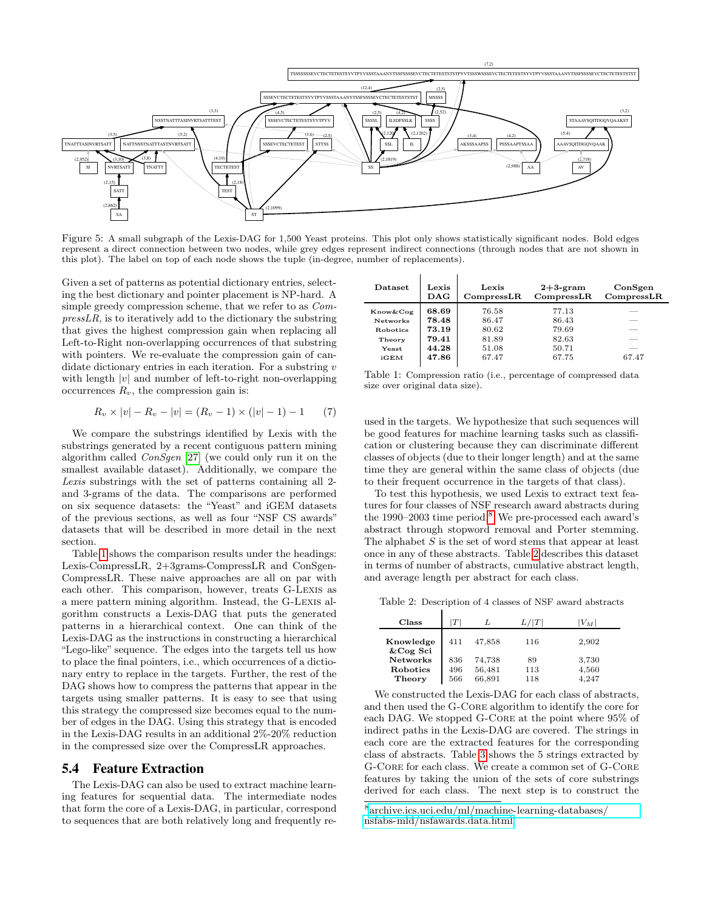Figure 5: A small subgraph of the Lexis-DAG for 1,500 Yeast proteins. This plot only shows statistically significant nodes. Bold edges represent a direct connection between two nodes, while grey edges represent indirect connections (through nodes that are not shown in this plot). The label on top of each node shows the tuple (in-degree, number of replacements).

Given a set of patterns as potential dictionary entries, selecting the best dictionary and pointer placement is NP-hard. A simple greedy compression scheme, that we refer to as *CompressLR*, is to iteratively add to the dictionary the substring that gives the highest compression gain when replacing all Left-to-Right non-overlapping occurrences of that substring with pointers. We re-evaluate the compression gain of candidate dictionary entries in each iteration. For a substring $v$ with length $|v|$ and number of left-to-right non-overlapping occurrences $R_v$, the compression gain is:

$$R_v \times |v| - R_v - |v| = (R_v - 1) \times (|v| - 1) - 1 \qquad (7)$$

We compare the substrings identified by Lexis with the substrings generated by a recent contiguous pattern mining algorithm called *ConSgen* [27] (we could only run it on the smallest available dataset). Additionally, we compare the *Lexis* substrings with the set of patterns containing all 2- and 3-grams of the data. The comparisons are performed on six sequence datasets: the "Yeast" and iGEM datasets of the previous sections, as well as four "NSF CS awards" datasets that will be described in more detail in the next section.

Table 1 shows the comparison results under the headings: Lexis-CompressLR, 2+3grams-CompressLR and ConSgen-CompressLR. These naive approaches are all on par with each other. This comparison, however, treats G-Lexis as a mere pattern mining algorithm. Instead, the G-Lexis algorithm constructs a Lexis-DAG that puts the generated patterns in a hierarchical context. One can think of the Lexis-DAG as the instructions in constructing a hierarchical "Lego-like" sequence. The edges into the targets tell us how to place the final pointers, i.e., which occurrences of a dictionary entry to replace in the targets. Further, the rest of the DAG shows how to compress the patterns that appear in the targets using smaller patterns. It is easy to see that using this strategy the compressed size becomes equal to the number of edges in the DAG. Using this strategy that is encoded in the Lexis-DAG results in an additional 2%-20% reduction in the compressed size over the CompressLR approaches.

| Dataset | Lexis DAG | Lexis CompressLR | 2+3-gram CompressLR | ConSgen CompressLR |
|---|---|---|---|---|
| Know&Cog | **68.69** | 76.58 | 77.13 | — |
| Networks | **78.48** | 86.47 | 86.43 | — |
| Robotics | **73.19** | 80.62 | 79.69 | — |
| Theory | **79.41** | 81.89 | 82.63 | — |
| Yeast | **44.28** | 51.08 | 50.71 | — |
| iGEM | **47.86** | 67.47 | 67.75 | 67.47 |

Table 1: Compression ratio (i.e., percentage of compressed data size over original data size).

## 5.4 Feature Extraction

The Lexis-DAG can also be used to extract machine learning features for sequential data. The intermediate nodes that form the core of a Lexis-DAG, in particular, correspond to sequences that are both relatively long and frequently reused in the targets. We hypothesize that such sequences will be good features for machine learning tasks such as classification or clustering because they can discriminate different classes of objects (due to their longer length) and at the same time they are general within the same class of objects (due to their frequent occurrence in the targets of that class).

To test this hypothesis, we used Lexis to extract text features for four classes of NSF research award abstracts during the 1990–2003 time period.[8] We pre-processed each award's abstract through stopword removal and Porter stemming. The alphabet $S$ is the set of word stems that appear at least once in any of these abstracts. Table 2 describes this dataset in terms of number of abstracts, cumulative abstract length, and average length per abstract for each class.

Table 2: Description of 4 classes of NSF award abstracts

| Class | $\|T\|$ | $L$ | $L/\|T\|$ | $\|V_M\|$ |
|---|---|---|---|---|
| Knowledge &Cog Sci | 411 | 47,858 | 116 | 2,902 |
| Networks | 836 | 74,738 | 89 | 3,730 |
| Robotics | 496 | 56,481 | 113 | 4,560 |
| Theory | 566 | 66,891 | 118 | 4,247 |

We constructed the Lexis-DAG for each class of abstracts, and then used the G-Core algorithm to identify the core for each DAG. We stopped G-Core at the point where 95% of indirect paths in the Lexis-DAG are covered. The strings in each core are the extracted features for the corresponding class of abstracts. Table 3 shows the 5 strings extracted by G-Core for each class. We create a common set of G-Core features by taking the union of the sets of core substrings derived for each class. The next step is to construct the

[8] archive.ics.uci.edu/ml/machine-learning-databases/nsfabs-mld/nsfawards.data.html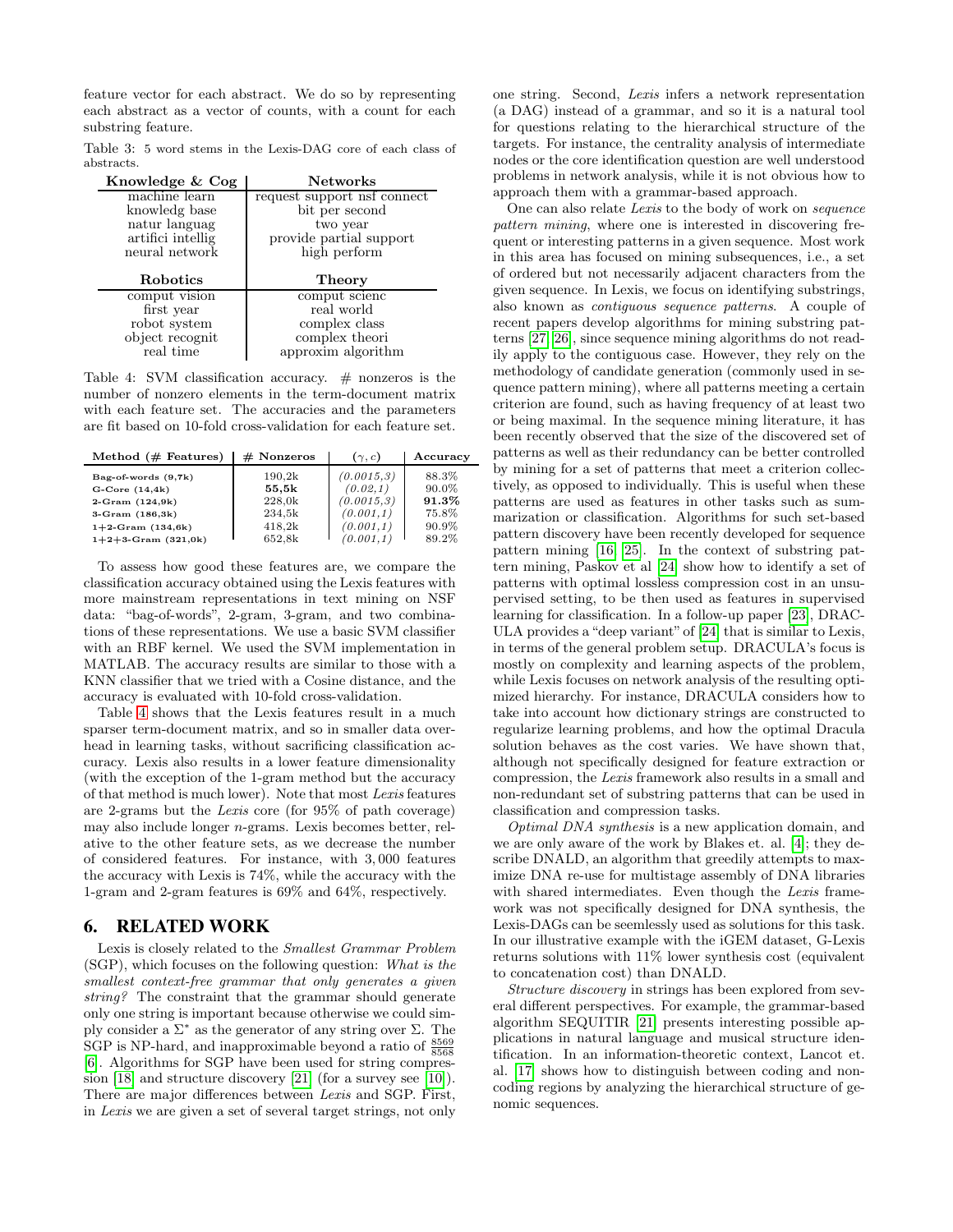feature vector for each abstract. We do so by representing each abstract as a vector of counts, with a count for each substring feature.

Table 3: 5 word stems in the Lexis-DAG core of each class of abstracts.

| Knowledge & Cog | Networks |
|---|---|
| machine learn | request support nsf connect |
| knowledg base | bit per second |
| natur languag | two year |
| artifici intellig | provide partial support |
| neural network | high perform |
| **Robotics** | **Theory** |
| comput vision | comput scienc |
| first year | real world |
| robot system | complex class |
| object recognit | complex theori |
| real time | approxim algorithm |

Table 4: SVM classification accuracy. # nonzeros is the number of nonzero elements in the term-document matrix with each feature set. The accuracies and the parameters are fit based on 10-fold cross-validation for each feature set.

| Method (# Features) | # Nonzeros | $(\gamma, c)$ | Accuracy |
|---|---|---|---|
| Bag-of-words (9,7k) | 190,2k | *(0.0015,3)* | 88.3% |
| G-Core (14,4k) | **55,5k** | *(0.02,1)* | 90.0% |
| 2-Gram (124,9k) | 228,0k | *(0.0015,3)* | **91.3%** |
| 3-Gram (186,3k) | 234,5k | *(0.001,1)* | 75.8% |
| 1+2-Gram (134,6k) | 418,2k | *(0.001,1)* | 90.9% |
| 1+2+3-Gram (321,0k) | 652,8k | *(0.001,1)* | 89.2% |

To assess how good these features are, we compare the classification accuracy obtained using the Lexis features with more mainstream representations in text mining on NSF data: "bag-of-words", 2-gram, 3-gram, and two combinations of these representations. We use a basic SVM classifier with an RBF kernel. We used the SVM implementation in MATLAB. The accuracy results are similar to those with a KNN classifier that we tried with a Cosine distance, and the accuracy is evaluated with 10-fold cross-validation.

Table 4 shows that the Lexis features result in a much sparser term-document matrix, and so in smaller data overhead in learning tasks, without sacrificing classification accuracy. Lexis also results in a lower feature dimensionality (with the exception of the 1-gram method but the accuracy of that method is much lower). Note that most *Lexis* features are 2-grams but the *Lexis* core (for 95% of path coverage) may also include longer $n$-grams. Lexis becomes better, relative to the other feature sets, as we decrease the number of considered features. For instance, with 3,000 features the accuracy with Lexis is 74%, while the accuracy with the 1-gram and 2-gram features is 69% and 64%, respectively.

# 6. RELATED WORK

Lexis is closely related to the *Smallest Grammar Problem* (SGP), which focuses on the following question: *What is the smallest context-free grammar that only generates a given string?* The constraint that the grammar should generate only one string is important because otherwise we could simply consider a $\Sigma^*$ as the generator of any string over $\Sigma$. The SGP is NP-hard, and inapproximable beyond a ratio of $\frac{8569}{8568}$ [6]. Algorithms for SGP have been used for string compression [18] and structure discovery [21] (for a survey see [10]). There are major differences between *Lexis* and SGP. First, in *Lexis* we are given a set of several target strings, not only one string. Second, *Lexis* infers a network representation (a DAG) instead of a grammar, and so it is a natural tool for questions relating to the hierarchical structure of the targets. For instance, the centrality analysis of intermediate nodes or the core identification question are well understood problems in network analysis, while it is not obvious how to approach them with a grammar-based approach.

One can also relate *Lexis* to the body of work on *sequence pattern mining*, where one is interested in discovering frequent or interesting patterns in a given sequence. Most work in this area has focused on mining subsequences, i.e., a set of ordered but not necessarily adjacent characters from the given sequence. In Lexis, we focus on identifying substrings, also known as *contiguous sequence patterns*. A couple of recent papers develop algorithms for mining substring patterns [27, 26], since sequence mining algorithms do not readily apply to the contiguous case. However, they rely on the methodology of candidate generation (commonly used in sequence pattern mining), where all patterns meeting a certain criterion are found, such as having frequency of at least two or being maximal. In the sequence mining literature, it has been recently observed that the size of the discovered set of patterns as well as their redundancy can be better controlled by mining for a set of patterns that meet a criterion collectively, as opposed to individually. This is useful when these patterns are used as features in other tasks such as summarization or classification. Algorithms for such set-based pattern discovery have been recently developed for sequence pattern mining [16, 25]. In the context of substring pattern mining, Paskov et al [24] show how to identify a set of patterns with optimal lossless compression cost in an unsupervised setting, to be then used as features in supervised learning for classification. In a follow-up paper [23], DRACULA provides a "deep variant" of [24] that is similar to Lexis, in terms of the general problem setup. DRACULA's focus is mostly on complexity and learning aspects of the problem, while Lexis focuses on network analysis of the resulting optimized hierarchy. For instance, DRACULA considers how to take into account how dictionary strings are constructed to regularize learning problems, and how the optimal Dracula solution behaves as the cost varies. We have shown that, although not specifically designed for feature extraction or compression, the *Lexis* framework also results in a small and non-redundant set of substring patterns that can be used in classification and compression tasks.

*Optimal DNA synthesis* is a new application domain, and we are only aware of the work by Blakes et. al. [4]; they describe DNALD, an algorithm that greedily attempts to maximize DNA re-use for multistage assembly of DNA libraries with shared intermediates. Even though the *Lexis* framework was not specifically designed for DNA synthesis, the Lexis-DAGs can be seemlessly used as solutions for this task. In our illustrative example with the iGEM dataset, G-Lexis returns solutions with 11% lower synthesis cost (equivalent to concatenation cost) than DNALD.

*Structure discovery* in strings has been explored from several different perspectives. For example, the grammar-based algorithm SEQUITIR [21] presents interesting possible applications in natural language and musical structure identification. In an information-theoretic context, Lancot et. al. [17] shows how to distinguish between coding and noncoding regions by analyzing the hierarchical structure of genomic sequences.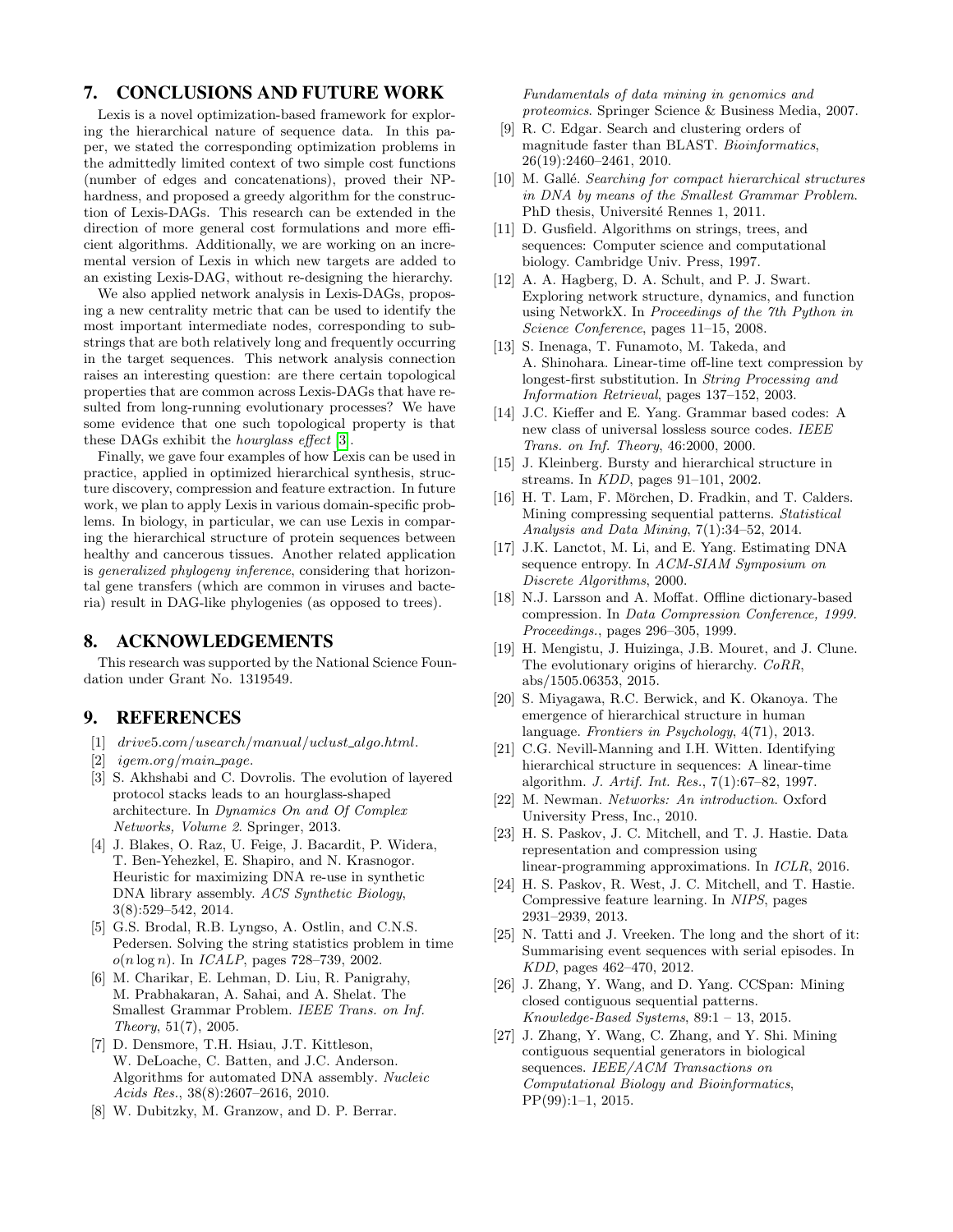## 7. CONCLUSIONS AND FUTURE WORK

Lexis is a novel optimization-based framework for exploring the hierarchical nature of sequence data. In this paper, we stated the corresponding optimization problems in the admittedly limited context of two simple cost functions (number of edges and concatenations), proved their NP-hardness, and proposed a greedy algorithm for the construction of Lexis-DAGs. This research can be extended in the direction of more general cost formulations and more efficient algorithms. Additionally, we are working on an incremental version of Lexis in which new targets are added to an existing Lexis-DAG, without re-designing the hierarchy.

We also applied network analysis in Lexis-DAGs, proposing a new centrality metric that can be used to identify the most important intermediate nodes, corresponding to substrings that are both relatively long and frequently occurring in the target sequences. This network analysis connection raises an interesting question: are there certain topological properties that are common across Lexis-DAGs that have resulted from long-running evolutionary processes? We have some evidence that one such topological property is that these DAGs exhibit the *hourglass effect* [3].

Finally, we gave four examples of how Lexis can be used in practice, applied in optimized hierarchical synthesis, structure discovery, compression and feature extraction. In future work, we plan to apply Lexis in various domain-specific problems. In biology, in particular, we can use Lexis in comparing the hierarchical structure of protein sequences between healthy and cancerous tissues. Another related application is *generalized phylogeny inference*, considering that horizontal gene transfers (which are common in viruses and bacteria) result in DAG-like phylogenies (as opposed to trees).

## 8. ACKNOWLEDGEMENTS

This research was supported by the National Science Foundation under Grant No. 1319549.

## 9. REFERENCES

[1] *drive5.com/usearch/manual/uclust_algo.html*.

[2] *igem.org/main_page*.

[3] S. Akhshabi and C. Dovrolis. The evolution of layered protocol stacks leads to an hourglass-shaped architecture. In *Dynamics On and Of Complex Networks, Volume 2*. Springer, 2013.

[4] J. Blakes, O. Raz, U. Feige, J. Bacardit, P. Widera, T. Ben-Yehezkel, E. Shapiro, and N. Krasnogor. Heuristic for maximizing DNA re-use in synthetic DNA library assembly. *ACS Synthetic Biology*, 3(8):529–542, 2014.

[5] G.S. Brodal, R.B. Lyngso, A. Ostlin, and C.N.S. Pedersen. Solving the string statistics problem in time $o(n \log n)$. In *ICALP*, pages 728–739, 2002.

[6] M. Charikar, E. Lehman, D. Liu, R. Panigrahy, M. Prabhakaran, A. Sahai, and A. Shelat. The Smallest Grammar Problem. *IEEE Trans. on Inf. Theory*, 51(7), 2005.

[7] D. Densmore, T.H. Hsiau, J.T. Kittleson, W. DeLoache, C. Batten, and J.C. Anderson. Algorithms for automated DNA assembly. *Nucleic Acids Res.*, 38(8):2607–2616, 2010.

[8] W. Dubitzky, M. Granzow, and D. P. Berrar. *Fundamentals of data mining in genomics and proteomics*. Springer Science & Business Media, 2007.

[9] R. C. Edgar. Search and clustering orders of magnitude faster than BLAST. *Bioinformatics*, 26(19):2460–2461, 2010.

[10] M. Gallé. *Searching for compact hierarchical structures in DNA by means of the Smallest Grammar Problem*. PhD thesis, Université Rennes 1, 2011.

[11] D. Gusfield. Algorithms on strings, trees, and sequences: Computer science and computational biology. Cambridge Univ. Press, 1997.

[12] A. A. Hagberg, D. A. Schult, and P. J. Swart. Exploring network structure, dynamics, and function using NetworkX. In *Proceedings of the 7th Python in Science Conference*, pages 11–15, 2008.

[13] S. Inenaga, T. Funamoto, M. Takeda, and A. Shinohara. Linear-time off-line text compression by longest-first substitution. In *String Processing and Information Retrieval*, pages 137–152, 2003.

[14] J.C. Kieffer and E. Yang. Grammar based codes: A new class of universal lossless source codes. *IEEE Trans. on Inf. Theory*, 46:2000, 2000.

[15] J. Kleinberg. Bursty and hierarchical structure in streams. In *KDD*, pages 91–101, 2002.

[16] H. T. Lam, F. Mörchen, D. Fradkin, and T. Calders. Mining compressing sequential patterns. *Statistical Analysis and Data Mining*, 7(1):34–52, 2014.

[17] J.K. Lanctot, M. Li, and E. Yang. Estimating DNA sequence entropy. In *ACM-SIAM Symposium on Discrete Algorithms*, 2000.

[18] N.J. Larsson and A. Moffat. Offline dictionary-based compression. In *Data Compression Conference, 1999. Proceedings.*, pages 296–305, 1999.

[19] H. Mengistu, J. Huizinga, J.B. Mouret, and J. Clune. The evolutionary origins of hierarchy. *CoRR*, abs/1505.06353, 2015.

[20] S. Miyagawa, R.C. Berwick, and K. Okanoya. The emergence of hierarchical structure in human language. *Frontiers in Psychology*, 4(71), 2013.

[21] C.G. Nevill-Manning and I.H. Witten. Identifying hierarchical structure in sequences: A linear-time algorithm. *J. Artif. Int. Res.*, 7(1):67–82, 1997.

[22] M. Newman. *Networks: An introduction*. Oxford University Press, Inc., 2010.

[23] H. S. Paskov, J. C. Mitchell, and T. J. Hastie. Data representation and compression using linear-programming approximations. In *ICLR*, 2016.

[24] H. S. Paskov, R. West, J. C. Mitchell, and T. Hastie. Compressive feature learning. In *NIPS*, pages 2931–2939, 2013.

[25] N. Tatti and J. Vreeken. The long and the short of it: Summarising event sequences with serial episodes. In *KDD*, pages 462–470, 2012.

[26] J. Zhang, Y. Wang, and D. Yang. CCSpan: Mining closed contiguous sequential patterns. *Knowledge-Based Systems*, 89:1 – 13, 2015.

[27] J. Zhang, Y. Wang, C. Zhang, and Y. Shi. Mining contiguous sequential generators in biological sequences. *IEEE/ACM Transactions on Computational Biology and Bioinformatics*, PP(99):1–1, 2015.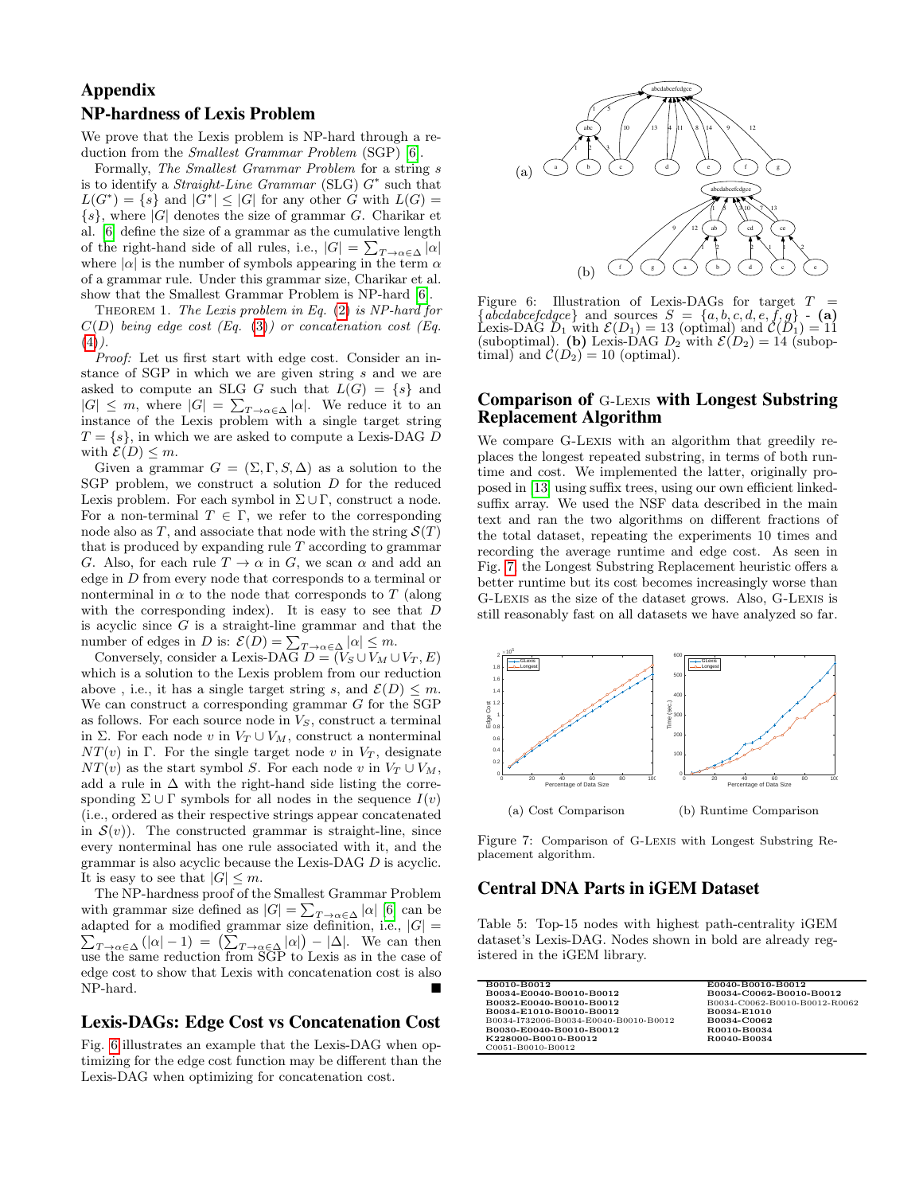# Appendix

## NP-hardness of Lexis Problem

We prove that the Lexis problem is NP-hard through a reduction from the *Smallest Grammar Problem* (SGP) [6].

Formally, *The Smallest Grammar Problem* for a string $s$ is to identify a *Straight-Line Grammar* (SLG) $G^*$ such that $L(G^*) = \{s\}$ and $|G^*| \leq |G|$ for any other $G$ with $L(G) = \{s\}$, where $|G|$ denotes the size of grammar $G$. Charikar et al. [6] define the size of a grammar as the cumulative length of the right-hand side of all rules, i.e., $|G| = \sum_{T \to \alpha \in \Delta} |\alpha|$ where $|\alpha|$ is the number of symbols appearing in the term $\alpha$ of a grammar rule. Under this grammar size, Charikar et al. show that the Smallest Grammar Problem is NP-hard [6].

THEOREM 1. *The Lexis problem in Eq. (2) is NP-hard for $C(D)$ being edge cost (Eq. (3)) or concatenation cost (Eq. (4)).*

*Proof:* Let us first start with edge cost. Consider an instance of SGP in which we are given string $s$ and we are asked to compute an SLG $G$ such that $L(G) = \{s\}$ and $|G| \leq m$, where $|G| = \sum_{T \to \alpha \in \Delta} |\alpha|$. We reduce it to an instance of the Lexis problem with a single target string $T = \{s\}$, in which we are asked to compute a Lexis-DAG $D$ with $\mathcal{E}(D) \leq m$.

Given a grammar $G = (\Sigma, \Gamma, S, \Delta)$ as a solution to the SGP problem, we construct a solution $D$ for the reduced Lexis problem. For each symbol in $\Sigma \cup \Gamma$, construct a node. For a non-terminal $T \in \Gamma$, we refer to the corresponding node also as $T$, and associate that node with the string $\mathcal{S}(T)$ that is produced by expanding rule $T$ according to grammar $G$. Also, for each rule $T \to \alpha$ in $G$, we scan $\alpha$ and add an edge in $D$ from every node that corresponds to a terminal or nonterminal in $\alpha$ to the node that corresponds to $T$ (along with the corresponding index). It is easy to see that $D$ is acyclic since $G$ is a straight-line grammar and that the number of edges in $D$ is: $\mathcal{E}(D) = \sum_{T \to \alpha \in \Delta} |\alpha| \leq m$.

Conversely, consider a Lexis-DAG $D = (V_S \cup V_M \cup V_T, E)$ which is a solution to the Lexis problem from our reduction above , i.e., it has a single target string $s$, and $\mathcal{E}(D) \leq m$. We can construct a corresponding grammar $G$ for the SGP as follows. For each source node in $V_S$, construct a terminal in $\Sigma$. For each node $v$ in $V_T \cup V_M$, construct a nonterminal $NT(v)$ in $\Gamma$. For the single target node $v$ in $V_T$, designate $NT(v)$ as the start symbol $S$. For each node $v$ in $V_T \cup V_M$, add a rule in $\Delta$ with the right-hand side listing the corresponding $\Sigma \cup \Gamma$ symbols for all nodes in the sequence $I(v)$ (i.e., ordered as their respective strings appear concatenated in $\mathcal{S}(v)$). The constructed grammar is straight-line, since every nonterminal has one rule associated with it, and the grammar is also acyclic because the Lexis-DAG $D$ is acyclic. It is easy to see that $|G| \leq m$.

The NP-hardness proof of the Smallest Grammar Problem with grammar size defined as $|G| = \sum_{T \to \alpha \in \Delta} |\alpha|$ [6] can be adapted for a modified grammar size definition, i.e., $|G| = \sum_{T \to \alpha \in \Delta} (|\alpha| - 1) = \left(\sum_{T \to \alpha \in \Delta} |\alpha|\right) - |\Delta|$. We can then use the same reduction from SGP to Lexis as in the case of edge cost to show that Lexis with concatenation cost is also NP-hard. ■

## Lexis-DAGs: Edge Cost vs Concatenation Cost

Fig. 6 illustrates an example that the Lexis-DAG when optimizing for the edge cost function may be different than the Lexis-DAG when optimizing for concatenation cost.

(a)

(b)

Figure 6: Illustration of Lexis-DAGs for target $T = \{abcdabcefcdgce\}$ and sources $S = \{a, b, c, d, e, f, g\}$ - **(a)** Lexis-DAG $D_1$ with $\mathcal{E}(D_1) = 13$ (optimal) and $\mathcal{C}(D_1) = 11$ (suboptimal). **(b)** Lexis-DAG $D_2$ with $\mathcal{E}(D_2) = 14$ (suboptimal) and $\mathcal{C}(D_2) = 10$ (optimal).

## Comparison of G-Lexis with Longest Substring Replacement Algorithm

We compare G-Lexis with an algorithm that greedily replaces the longest repeated substring, in terms of both runtime and cost. We implemented the latter, originally proposed in [13] using suffix trees, using our own efficient linked-suffix array. We used the NSF data described in the main text and ran the two algorithms on different fractions of the total dataset, repeating the experiments 10 times and recording the average runtime and edge cost. As seen in Fig. 7 the Longest Substring Replacement heuristic offers a better runtime but its cost becomes increasingly worse than G-Lexis as the size of the dataset grows. Also, G-Lexis is still reasonably fast on all datasets we have analyzed so far.

(a) Cost Comparison

(b) Runtime Comparison

Figure 7: Comparison of G-Lexis with Longest Substring Replacement algorithm.

## Central DNA Parts in iGEM Dataset

Table 5: Top-15 nodes with highest path-centrality iGEM dataset's Lexis-DAG. Nodes shown in bold are already registered in the iGEM library.

| | |
|---|---|
| **B0010-B0012** | **E0040-B0010-B0012** |
| **B0034-E0040-B0010-B0012** | **B0034-C0062-B0010-B0012** |
| **B0032-E0040-B0010-B0012** | B0034-C0062-B0010-B0012-R0062 |
| **B0034-E1010-B0010-B0012** | **B0034-E1010** |
| B0034-I732006-B0034-E0040-B0010-B0012 | **B0034-C0062** |
| **B0030-E0040-B0010-B0012** | **R0010-B0034** |
| **K228000-B0010-B0012** | **R0040-B0034** |
| C0051-B0010-B0012 | |